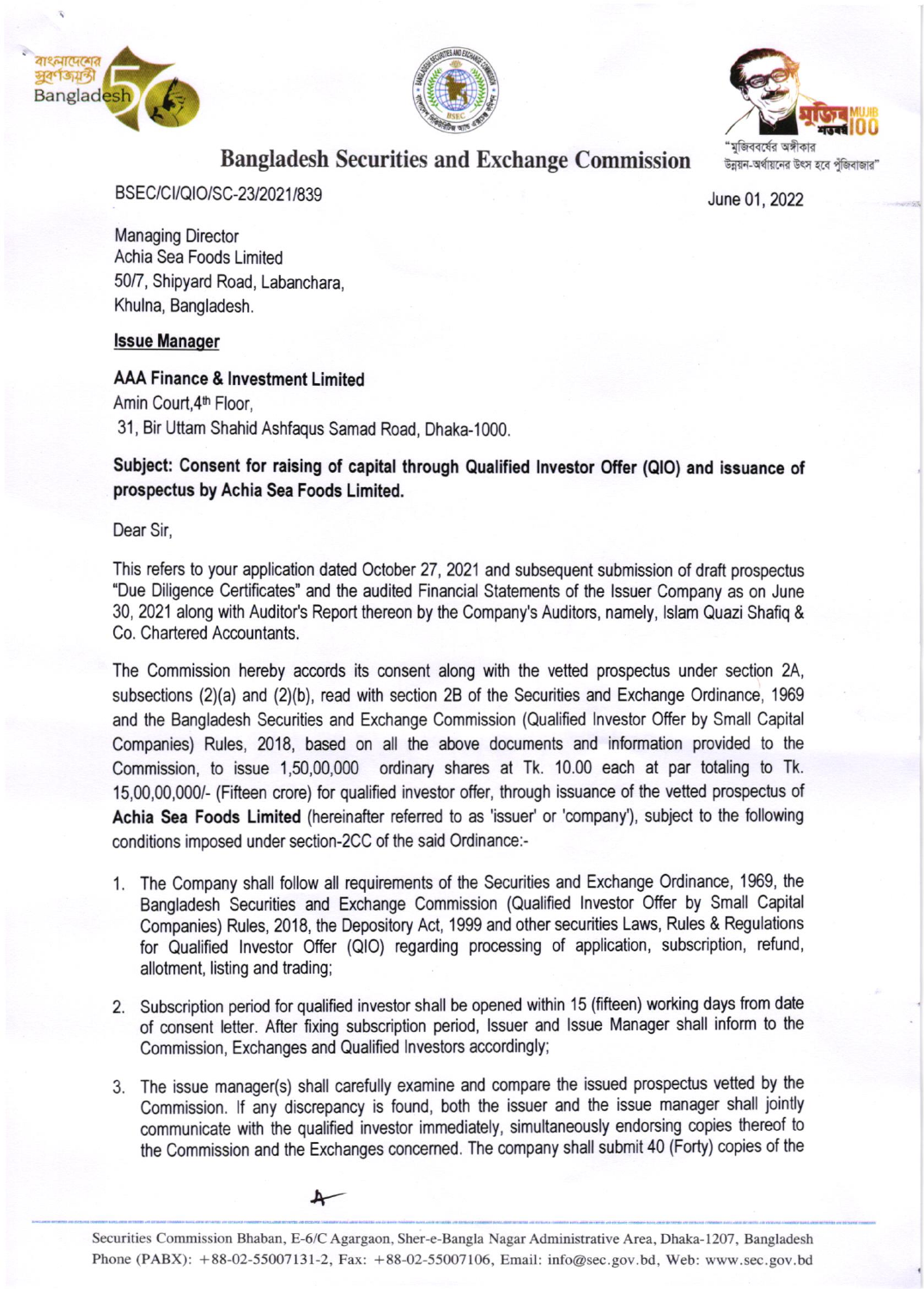# Bangladesh Securities and Exchange Commission

"মুজিববর্ষের অঙ্গীকার
উন্নয়ন-অর্থায়নের উৎস হবে পুঁজিবাজার"

BSEC/CI/QIO/SC-23/2021/839

June 01, 2022

Managing Director
Achia Sea Foods Limited
50/7, Shipyard Road, Labanchara,
Khulna, Bangladesh.

**Issue Manager**

**AAA Finance & Investment Limited**
Amin Court,4th Floor,
31, Bir Uttam Shahid Ashfaqus Samad Road, Dhaka-1000.

**Subject: Consent for raising of capital through Qualified Investor Offer (QIO) and issuance of prospectus by Achia Sea Foods Limited.**

Dear Sir,

This refers to your application dated October 27, 2021 and subsequent submission of draft prospectus "Due Diligence Certificates" and the audited Financial Statements of the Issuer Company as on June 30, 2021 along with Auditor's Report thereon by the Company's Auditors, namely, Islam Quazi Shafiq & Co. Chartered Accountants.

The Commission hereby accords its consent along with the vetted prospectus under section 2A, subsections (2)(a) and (2)(b), read with section 2B of the Securities and Exchange Ordinance, 1969 and the Bangladesh Securities and Exchange Commission (Qualified Investor Offer by Small Capital Companies) Rules, 2018, based on all the above documents and information provided to the Commission, to issue 1,50,00,000 ordinary shares at Tk. 10.00 each at par totaling to Tk. 15,00,00,000/- (Fifteen crore) for qualified investor offer, through issuance of the vetted prospectus of **Achia Sea Foods Limited** (hereinafter referred to as 'issuer' or 'company'), subject to the following conditions imposed under section-2CC of the said Ordinance:-

1. The Company shall follow all requirements of the Securities and Exchange Ordinance, 1969, the Bangladesh Securities and Exchange Commission (Qualified Investor Offer by Small Capital Companies) Rules, 2018, the Depository Act, 1999 and other securities Laws, Rules & Regulations for Qualified Investor Offer (QIO) regarding processing of application, subscription, refund, allotment, listing and trading;

2. Subscription period for qualified investor shall be opened within 15 (fifteen) working days from date of consent letter. After fixing subscription period, Issuer and Issue Manager shall inform to the Commission, Exchanges and Qualified Investors accordingly;

3. The issue manager(s) shall carefully examine and compare the issued prospectus vetted by the Commission. If any discrepancy is found, both the issuer and the issue manager shall jointly communicate with the qualified investor immediately, simultaneously endorsing copies thereof to the Commission and the Exchanges concerned. The company shall submit 40 (Forty) copies of the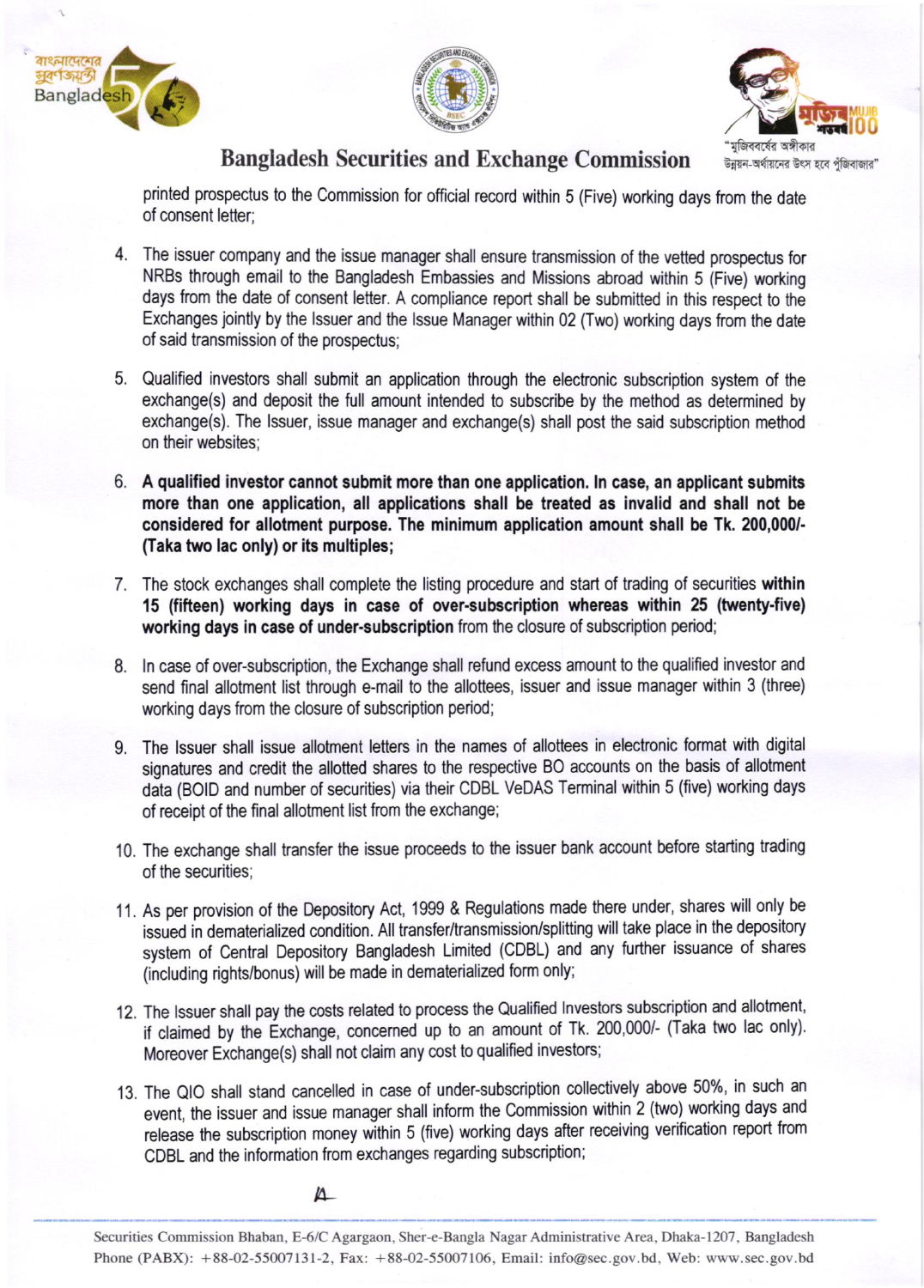printed prospectus to the Commission for official record within 5 (Five) working days from the date of consent letter;

4. The issuer company and the issue manager shall ensure transmission of the vetted prospectus for NRBs through email to the Bangladesh Embassies and Missions abroad within 5 (Five) working days from the date of consent letter. A compliance report shall be submitted in this respect to the Exchanges jointly by the Issuer and the Issue Manager within 02 (Two) working days from the date of said transmission of the prospectus;

5. Qualified investors shall submit an application through the electronic subscription system of the exchange(s) and deposit the full amount intended to subscribe by the method as determined by exchange(s). The Issuer, issue manager and exchange(s) shall post the said subscription method on their websites;

6. **A qualified investor cannot submit more than one application. In case, an applicant submits more than one application, all applications shall be treated as invalid and shall not be considered for allotment purpose. The minimum application amount shall be Tk. 200,000/- (Taka two lac only) or its multiples;**

7. The stock exchanges shall complete the listing procedure and start of trading of securities **within 15 (fifteen) working days in case of over-subscription whereas within 25 (twenty-five) working days in case of under-subscription** from the closure of subscription period;

8. In case of over-subscription, the Exchange shall refund excess amount to the qualified investor and send final allotment list through e-mail to the allottees, issuer and issue manager within 3 (three) working days from the closure of subscription period;

9. The Issuer shall issue allotment letters in the names of allottees in electronic format with digital signatures and credit the allotted shares to the respective BO accounts on the basis of allotment data (BOID and number of securities) via their CDBL VeDAS Terminal within 5 (five) working days of receipt of the final allotment list from the exchange;

10. The exchange shall transfer the issue proceeds to the issuer bank account before starting trading of the securities;

11. As per provision of the Depository Act, 1999 & Regulations made there under, shares will only be issued in dematerialized condition. All transfer/transmission/splitting will take place in the depository system of Central Depository Bangladesh Limited (CDBL) and any further issuance of shares (including rights/bonus) will be made in dematerialized form only;

12. The Issuer shall pay the costs related to process the Qualified Investors subscription and allotment, if claimed by the Exchange, concerned up to an amount of Tk. 200,000/- (Taka two lac only). Moreover Exchange(s) shall not claim any cost to qualified investors;

13. The QIO shall stand cancelled in case of under-subscription collectively above 50%, in such an event, the issuer and issue manager shall inform the Commission within 2 (two) working days and release the subscription money within 5 (five) working days after receiving verification report from CDBL and the information from exchanges regarding subscription;